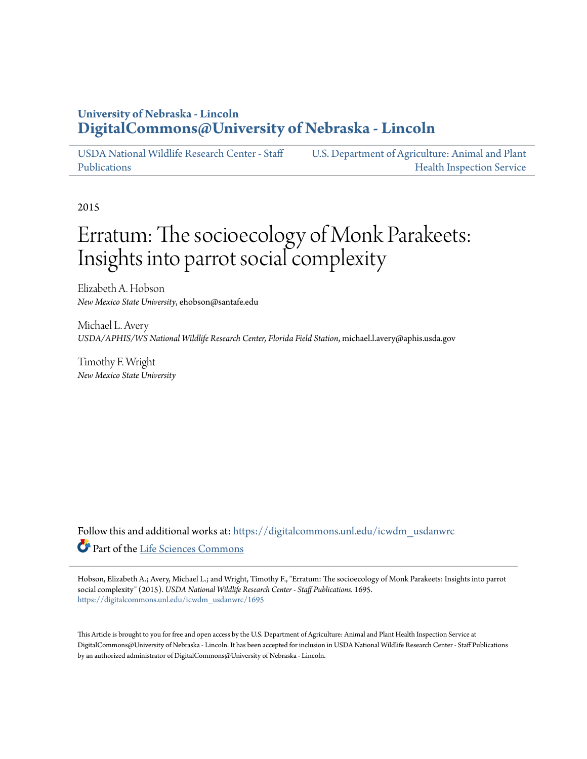University of Nebraska - Lincoln
**DigitalCommons@University of Nebraska - Lincoln**

USDA National Wildlife Research Center - Staff Publications | U.S. Department of Agriculture: Animal and Plant Health Inspection Service

2015

# Erratum: The socioecology of Monk Parakeets: Insights into parrot social complexity

Elizabeth A. Hobson
*New Mexico State University*, ehobson@santafe.edu

Michael L. Avery
*USDA/APHIS/WS National Wildlife Research Center, Florida Field Station*, michael.l.avery@aphis.usda.gov

Timothy F. Wright
*New Mexico State University*

Follow this and additional works at: https://digitalcommons.unl.edu/icwdm_usdanwrc

Part of the Life Sciences Commons

Hobson, Elizabeth A.; Avery, Michael L.; and Wright, Timothy F., "Erratum: The socioecology of Monk Parakeets: Insights into parrot social complexity" (2015). *USDA National Wildlife Research Center - Staff Publications*. 1695.
https://digitalcommons.unl.edu/icwdm_usdanwrc/1695

This Article is brought to you for free and open access by the U.S. Department of Agriculture: Animal and Plant Health Inspection Service at DigitalCommons@University of Nebraska - Lincoln. It has been accepted for inclusion in USDA National Wildlife Research Center - Staff Publications by an authorized administrator of DigitalCommons@University of Nebraska - Lincoln.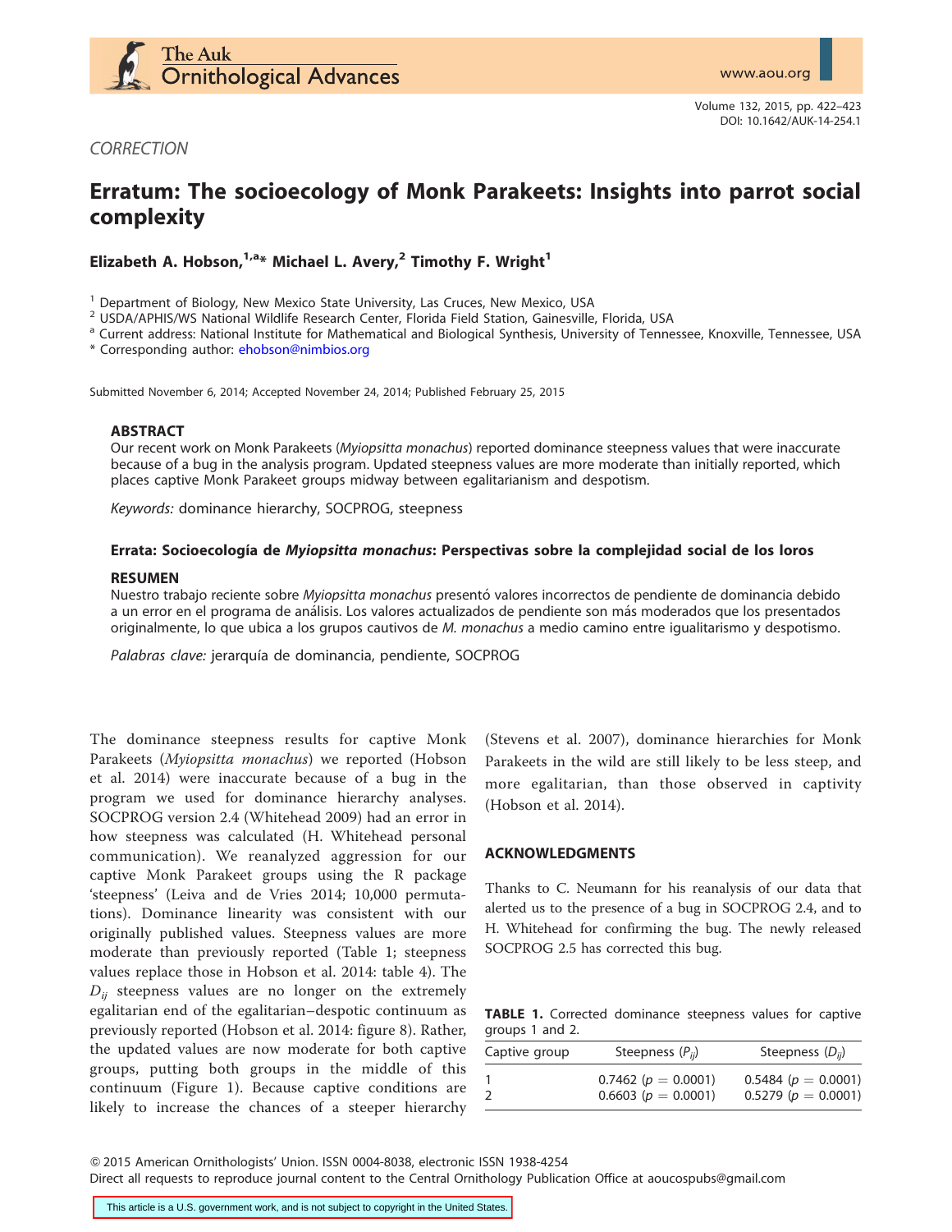## CORRECTION

# Erratum: The socioecology of Monk Parakeets: Insights into parrot social complexity

**Elizabeth A. Hobson,[1,a]* Michael L. Avery,[2] Timothy F. Wright[1]**

[1] Department of Biology, New Mexico State University, Las Cruces, New Mexico, USA
[2] USDA/APHIS/WS National Wildlife Research Center, Florida Field Station, Gainesville, Florida, USA
[a] Current address: National Institute for Mathematical and Biological Synthesis, University of Tennessee, Knoxville, Tennessee, USA
* Corresponding author: ehobson@nimbios.org

Submitted November 6, 2014; Accepted November 24, 2014; Published February 25, 2015

### ABSTRACT

Our recent work on Monk Parakeets (*Myiopsitta monachus*) reported dominance steepness values that were inaccurate because of a bug in the analysis program. Updated steepness values are more moderate than initially reported, which places captive Monk Parakeet groups midway between egalitarianism and despotism.

*Keywords:* dominance hierarchy, SOCPROG, steepness

### Errata: Socioecología de *Myiopsitta monachus*: Perspectivas sobre la complejidad social de los loros

### RESUMEN

Nuestro trabajo reciente sobre *Myiopsitta monachus* presentó valores incorrectos de pendiente de dominancia debido a un error en el programa de análisis. Los valores actualizados de pendiente son más moderados que los presentados originalmente, lo que ubica a los grupos cautivos de *M. monachus* a medio camino entre igualitarismo y despotismo.

*Palabras clave:* jerarquía de dominancia, pendiente, SOCPROG

The dominance steepness results for captive Monk Parakeets (*Myiopsitta monachus*) we reported (Hobson et al. 2014) were inaccurate because of a bug in the program we used for dominance hierarchy analyses. SOCPROG version 2.4 (Whitehead 2009) had an error in how steepness was calculated (H. Whitehead personal communication). We reanalyzed aggression for our captive Monk Parakeet groups using the R package 'steepness' (Leiva and de Vries 2014; 10,000 permutations). Dominance linearity was consistent with our originally published values. Steepness values are more moderate than previously reported (Table 1; steepness values replace those in Hobson et al. 2014: table 4). The $D_{ij}$ steepness values are no longer on the extremely egalitarian end of the egalitarian–despotic continuum as previously reported (Hobson et al. 2014: figure 8). Rather, the updated values are now moderate for both captive groups, putting both groups in the middle of this continuum (Figure 1). Because captive conditions are likely to increase the chances of a steeper hierarchy (Stevens et al. 2007), dominance hierarchies for Monk Parakeets in the wild are still likely to be less steep, and more egalitarian, than those observed in captivity (Hobson et al. 2014).

## ACKNOWLEDGMENTS

Thanks to C. Neumann for his reanalysis of our data that alerted us to the presence of a bug in SOCPROG 2.4, and to H. Whitehead for confirming the bug. The newly released SOCPROG 2.5 has corrected this bug.

**TABLE 1.** Corrected dominance steepness values for captive groups 1 and 2.

| Captive group | Steepness ($P_{ij}$) | Steepness ($D_{ij}$) |
|---|---|---|
| 1 | 0.7462 ($p = 0.0001$) | 0.5484 ($p = 0.0001$) |
| 2 | 0.6603 ($p = 0.0001$) | 0.5279 ($p = 0.0001$) |

© 2015 American Ornithologists' Union. ISSN 0004-8038, electronic ISSN 1938-4254
Direct all requests to reproduce journal content to the Central Ornithology Publication Office at aoucospubs@gmail.com

This article is a U.S. government work, and is not subject to copyright in the United States.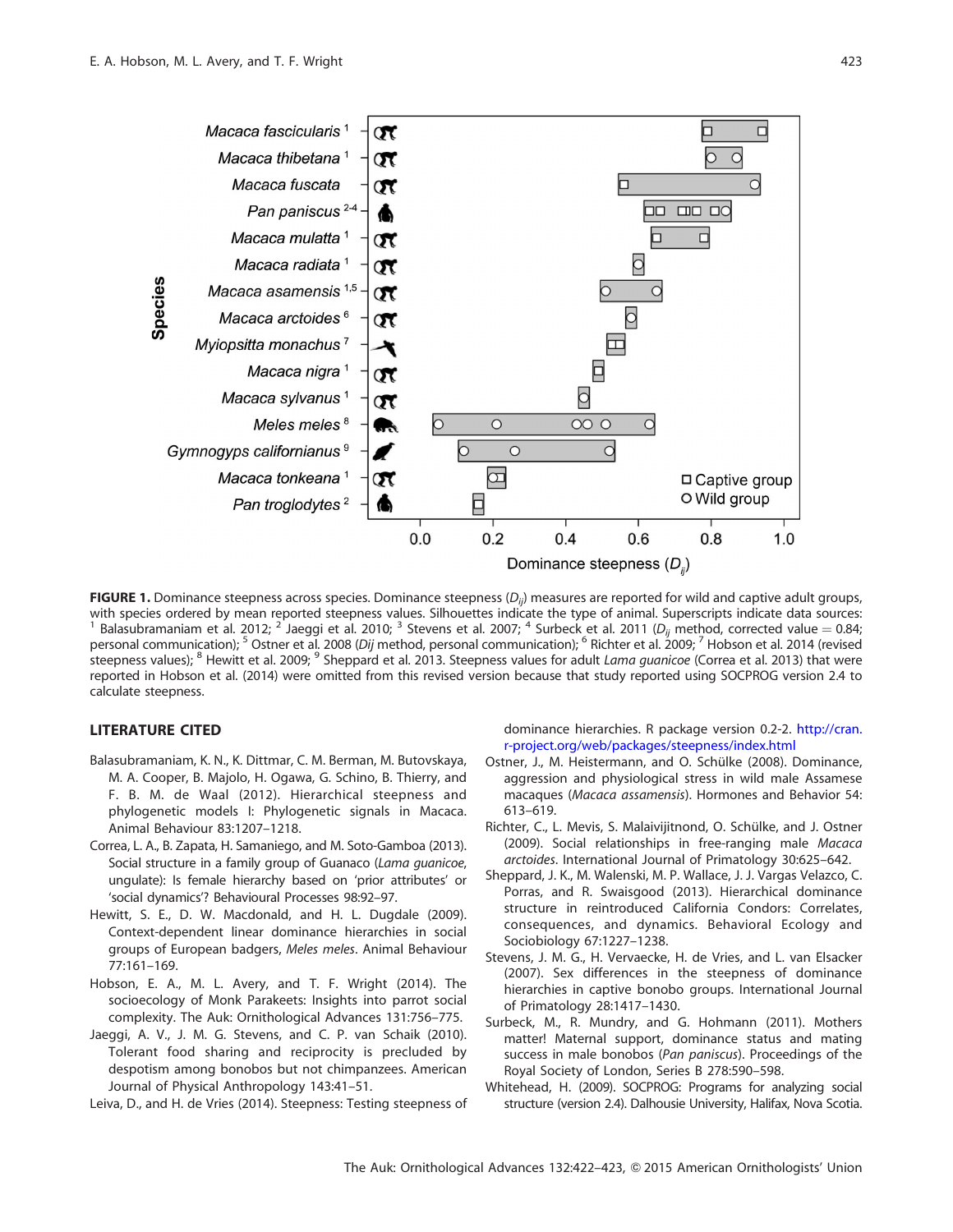Macaca fascicularis [1]
Macaca thibetana [1]
Macaca fuscata
Pan paniscus [2-4]
Macaca mulatta [1]
Macaca radiata [1]
Macaca asamensis [1,5]
Macaca arctoides [6]
Myiopsitta monachus [7]
Macaca nigra [1]
Macaca sylvanus [1]
Meles meles [8]
Gymnogyps californianus [9]
Macaca tonkeana [1]
Pan troglodytes [2]

Species

□ Captive group
○ Wild group

0.0 0.2 0.4 0.6 0.8 1.0

Dominance steepness ($D_{ij}$)

**FIGURE 1.** Dominance steepness across species. Dominance steepness ($D_{ij}$) measures are reported for wild and captive adult groups, with species ordered by mean reported steepness values. Silhouettes indicate the type of animal. Superscripts indicate data sources: [1] Balasubramaniam et al. 2012; [2] Jaeggi et al. 2010; [3] Stevens et al. 2007; [4] Surbeck et al. 2011 ($D_{ij}$ method, corrected value = 0.84; personal communication); [5] Ostner et al. 2008 (*Dij* method, personal communication); [6] Richter et al. 2009; [7] Hobson et al. 2014 (revised steepness values); [8] Hewitt et al. 2009; [9] Sheppard et al. 2013. Steepness values for adult *Lama guanicoe* (Correa et al. 2013) that were reported in Hobson et al. (2014) were omitted from this revised version because that study reported using SOCPROG version 2.4 to calculate steepness.

## LITERATURE CITED

Balasubramaniam, K. N., K. Dittmar, C. M. Berman, M. Butovskaya, M. A. Cooper, B. Majolo, H. Ogawa, G. Schino, B. Thierry, and F. B. M. de Waal (2012). Hierarchical steepness and phylogenetic models I: Phylogenetic signals in Macaca. Animal Behaviour 83:1207–1218.

Correa, L. A., B. Zapata, H. Samaniego, and M. Soto-Gamboa (2013). Social structure in a family group of Guanaco (*Lama guanicoe*, ungulate): Is female hierarchy based on 'prior attributes' or 'social dynamics'? Behavioural Processes 98:92–97.

Hewitt, S. E., D. W. Macdonald, and H. L. Dugdale (2009). Context-dependent linear dominance hierarchies in social groups of European badgers, *Meles meles*. Animal Behaviour 77:161–169.

Hobson, E. A., M. L. Avery, and T. F. Wright (2014). The socioecology of Monk Parakeets: Insights into parrot social complexity. The Auk: Ornithological Advances 131:756–775.

Jaeggi, A. V., J. M. G. Stevens, and C. P. van Schaik (2010). Tolerant food sharing and reciprocity is precluded by despotism among bonobos but not chimpanzees. American Journal of Physical Anthropology 143:41–51.

Leiva, D., and H. de Vries (2014). Steepness: Testing steepness of dominance hierarchies. R package version 0.2-2. http://cran.r-project.org/web/packages/steepness/index.html

Ostner, J., M. Heistermann, and O. Schülke (2008). Dominance, aggression and physiological stress in wild male Assamese macaques (*Macaca assamensis*). Hormones and Behavior 54:613–619.

Richter, C., L. Mevis, S. Malaivijitnond, O. Schülke, and J. Ostner (2009). Social relationships in free-ranging male *Macaca arctoides*. International Journal of Primatology 30:625–642.

Sheppard, J. K., M. Walenski, M. P. Wallace, J. J. Vargas Velazco, C. Porras, and R. Swaisgood (2013). Hierarchical dominance structure in reintroduced California Condors: Correlates, consequences, and dynamics. Behavioral Ecology and Sociobiology 67:1227–1238.

Stevens, J. M. G., H. Vervaecke, H. de Vries, and L. van Elsacker (2007). Sex differences in the steepness of dominance hierarchies in captive bonobo groups. International Journal of Primatology 28:1417–1430.

Surbeck, M., R. Mundry, and G. Hohmann (2011). Mothers matter! Maternal support, dominance status and mating success in male bonobos (*Pan paniscus*). Proceedings of the Royal Society of London, Series B 278:590–598.

Whitehead, H. (2009). SOCPROG: Programs for analyzing social structure (version 2.4). Dalhousie University, Halifax, Nova Scotia.